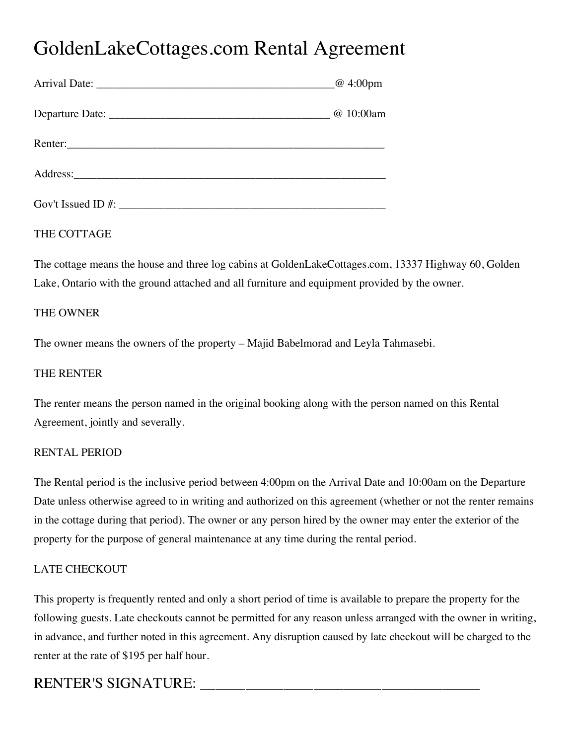# GoldenLakeCottages.com Rental Agreement

Arrival Date: ___________________________________________@ 4:00pm

Departure Date: _______________________________________ @ 10:00am

Renter:___________________________________________________________

Address:__________________________________________________________

Gov't Issued ID #: _______________________________________________

THE COTTAGE

The cottage means the house and three log cabins at GoldenLakeCottages.com, 13337 Highway 60, Golden Lake, Ontario with the ground attached and all furniture and equipment provided by the owner.

THE OWNER

The owner means the owners of the property – Majid Babelmorad and Leyla Tahmasebi.

THE RENTER

The renter means the person named in the original booking along with the person named on this Rental Agreement, jointly and severally.

RENTAL PERIOD

The Rental period is the inclusive period between 4:00pm on the Arrival Date and 10:00am on the Departure Date unless otherwise agreed to in writing and authorized on this agreement (whether or not the renter remains in the cottage during that period). The owner or any person hired by the owner may enter the exterior of the property for the purpose of general maintenance at any time during the rental period.

LATE CHECKOUT

This property is frequently rented and only a short period of time is available to prepare the property for the following guests. Late checkouts cannot be permitted for any reason unless arranged with the owner in writing, in advance, and further noted in this agreement. Any disruption caused by late checkout will be charged to the renter at the rate of $195 per half hour.

RENTER'S SIGNATURE: ________________________________________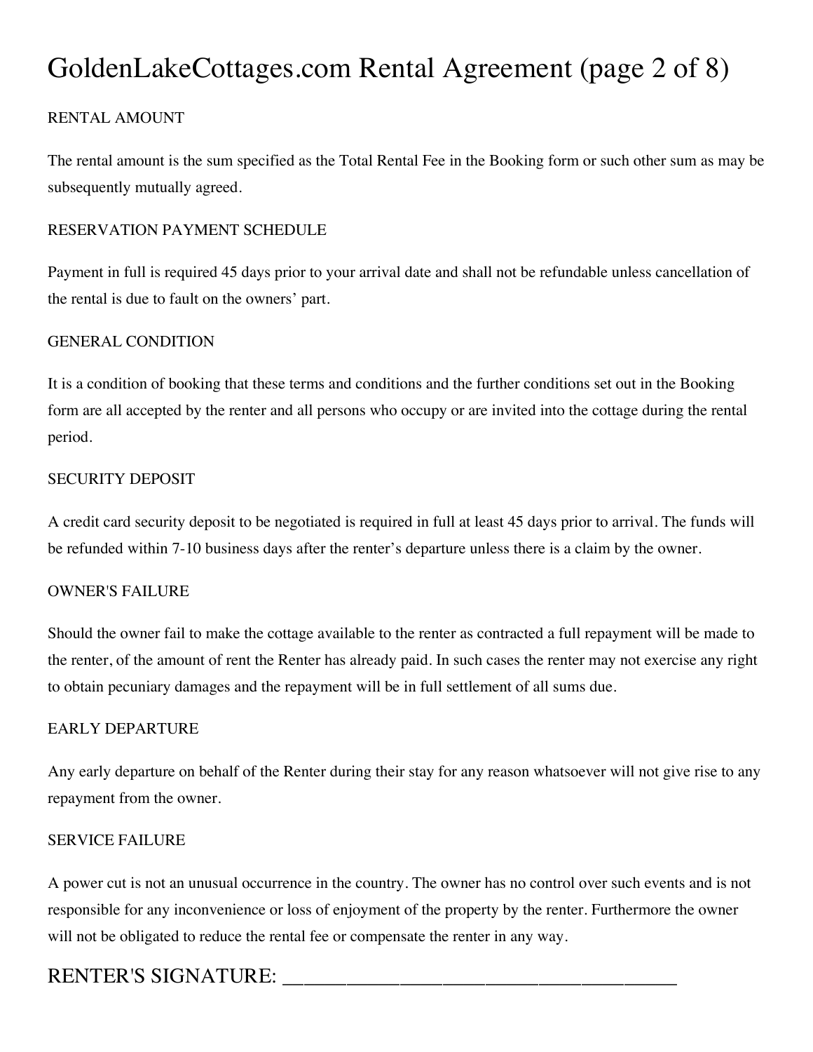# GoldenLakeCottages.com Rental Agreement (page 2 of 8)

## RENTAL AMOUNT

The rental amount is the sum specified as the Total Rental Fee in the Booking form or such other sum as may be subsequently mutually agreed.

## RESERVATION PAYMENT SCHEDULE

Payment in full is required 45 days prior to your arrival date and shall not be refundable unless cancellation of the rental is due to fault on the owners' part.

## GENERAL CONDITION

It is a condition of booking that these terms and conditions and the further conditions set out in the Booking form are all accepted by the renter and all persons who occupy or are invited into the cottage during the rental period.

## SECURITY DEPOSIT

A credit card security deposit to be negotiated is required in full at least 45 days prior to arrival. The funds will be refunded within 7-10 business days after the renter's departure unless there is a claim by the owner.

## OWNER'S FAILURE

Should the owner fail to make the cottage available to the renter as contracted a full repayment will be made to the renter, of the amount of rent the Renter has already paid. In such cases the renter may not exercise any right to obtain pecuniary damages and the repayment will be in full settlement of all sums due.

## EARLY DEPARTURE

Any early departure on behalf of the Renter during their stay for any reason whatsoever will not give rise to any repayment from the owner.

## SERVICE FAILURE

A power cut is not an unusual occurrence in the country. The owner has no control over such events and is not responsible for any inconvenience or loss of enjoyment of the property by the renter. Furthermore the owner will not be obligated to reduce the rental fee or compensate the renter in any way.

RENTER'S SIGNATURE: ______________________________________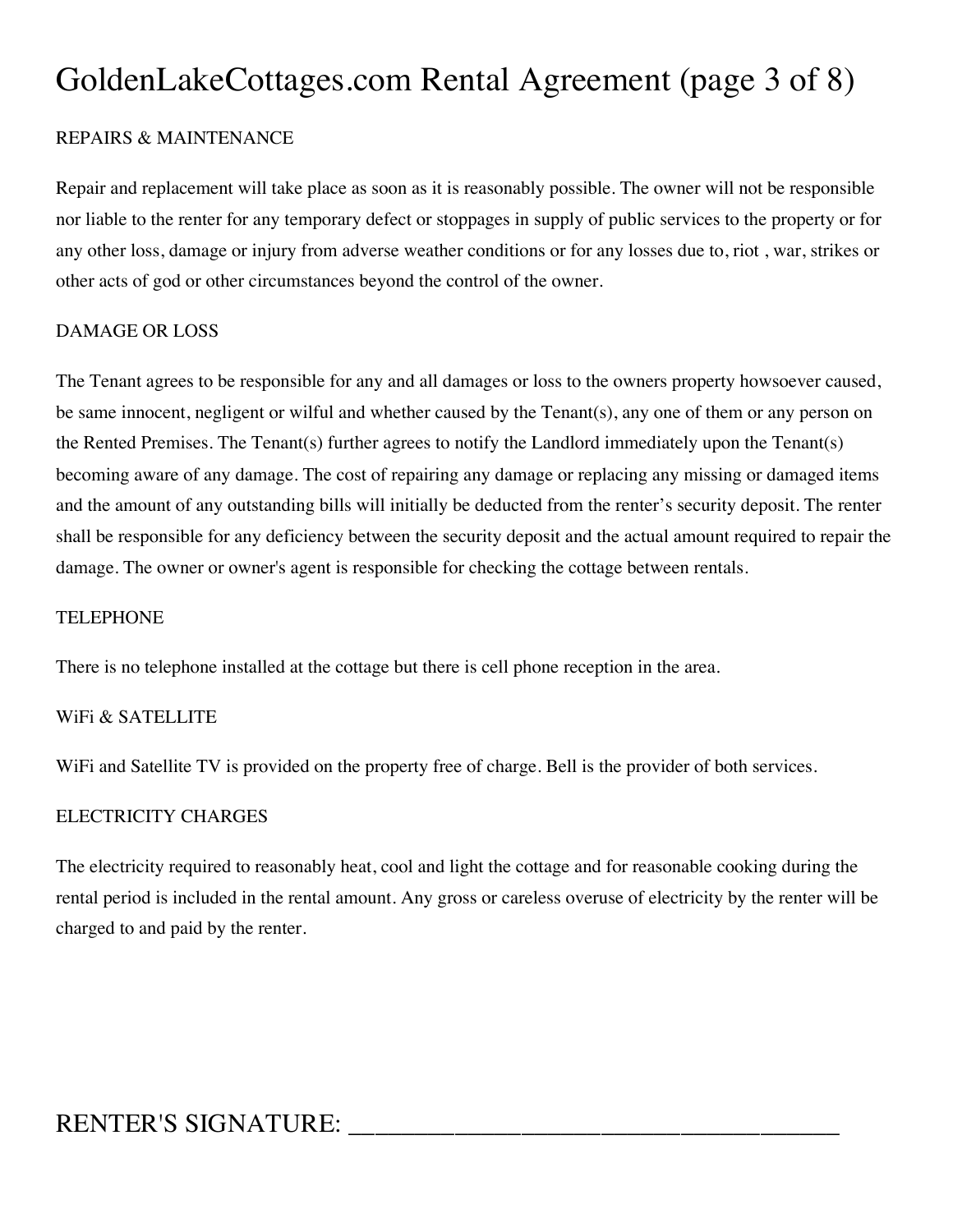## REPAIRS & MAINTENANCE

Repair and replacement will take place as soon as it is reasonably possible. The owner will not be responsible nor liable to the renter for any temporary defect or stoppages in supply of public services to the property or for any other loss, damage or injury from adverse weather conditions or for any losses due to, riot , war, strikes or other acts of god or other circumstances beyond the control of the owner.

## DAMAGE OR LOSS

The Tenant agrees to be responsible for any and all damages or loss to the owners property howsoever caused, be same innocent, negligent or wilful and whether caused by the Tenant(s), any one of them or any person on the Rented Premises. The Tenant(s) further agrees to notify the Landlord immediately upon the Tenant(s) becoming aware of any damage. The cost of repairing any damage or replacing any missing or damaged items and the amount of any outstanding bills will initially be deducted from the renter's security deposit. The renter shall be responsible for any deficiency between the security deposit and the actual amount required to repair the damage. The owner or owner's agent is responsible for checking the cottage between rentals.

## TELEPHONE

There is no telephone installed at the cottage but there is cell phone reception in the area.

## WiFi & SATELLITE

WiFi and Satellite TV is provided on the property free of charge. Bell is the provider of both services.

## ELECTRICITY CHARGES

The electricity required to reasonably heat, cool and light the cottage and for reasonable cooking during the rental period is included in the rental amount. Any gross or careless overuse of electricity by the renter will be charged to and paid by the renter.

RENTER'S SIGNATURE: ______________________________________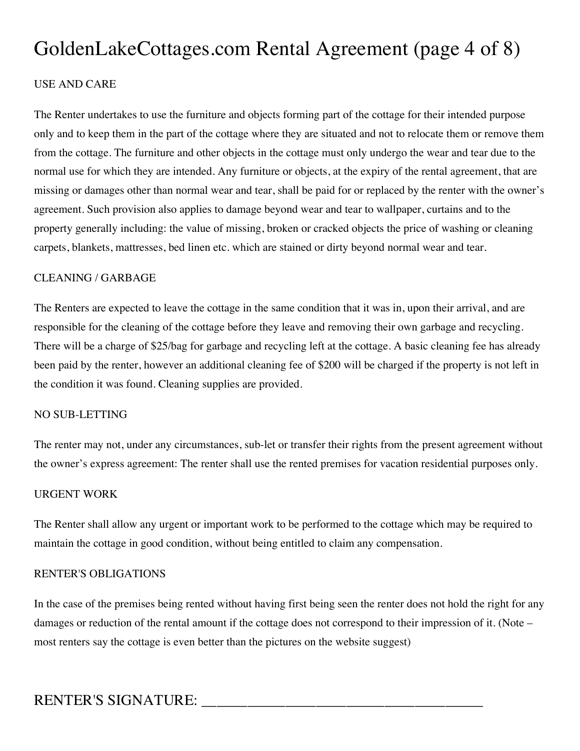# GoldenLakeCottages.com Rental Agreement (page 4 of 8)

## USE AND CARE

The Renter undertakes to use the furniture and objects forming part of the cottage for their intended purpose only and to keep them in the part of the cottage where they are situated and not to relocate them or remove them from the cottage. The furniture and other objects in the cottage must only undergo the wear and tear due to the normal use for which they are intended. Any furniture or objects, at the expiry of the rental agreement, that are missing or damages other than normal wear and tear, shall be paid for or replaced by the renter with the owner's agreement. Such provision also applies to damage beyond wear and tear to wallpaper, curtains and to the property generally including: the value of missing, broken or cracked objects the price of washing or cleaning carpets, blankets, mattresses, bed linen etc. which are stained or dirty beyond normal wear and tear.

## CLEANING / GARBAGE

The Renters are expected to leave the cottage in the same condition that it was in, upon their arrival, and are responsible for the cleaning of the cottage before they leave and removing their own garbage and recycling. There will be a charge of $25/bag for garbage and recycling left at the cottage. A basic cleaning fee has already been paid by the renter, however an additional cleaning fee of $200 will be charged if the property is not left in the condition it was found. Cleaning supplies are provided.

## NO SUB-LETTING

The renter may not, under any circumstances, sub-let or transfer their rights from the present agreement without the owner's express agreement: The renter shall use the rented premises for vacation residential purposes only.

## URGENT WORK

The Renter shall allow any urgent or important work to be performed to the cottage which may be required to maintain the cottage in good condition, without being entitled to claim any compensation.

## RENTER'S OBLIGATIONS

In the case of the premises being rented without having first being seen the renter does not hold the right for any damages or reduction of the rental amount if the cottage does not correspond to their impression of it. (Note – most renters say the cottage is even better than the pictures on the website suggest)

RENTER'S SIGNATURE: ______________________________________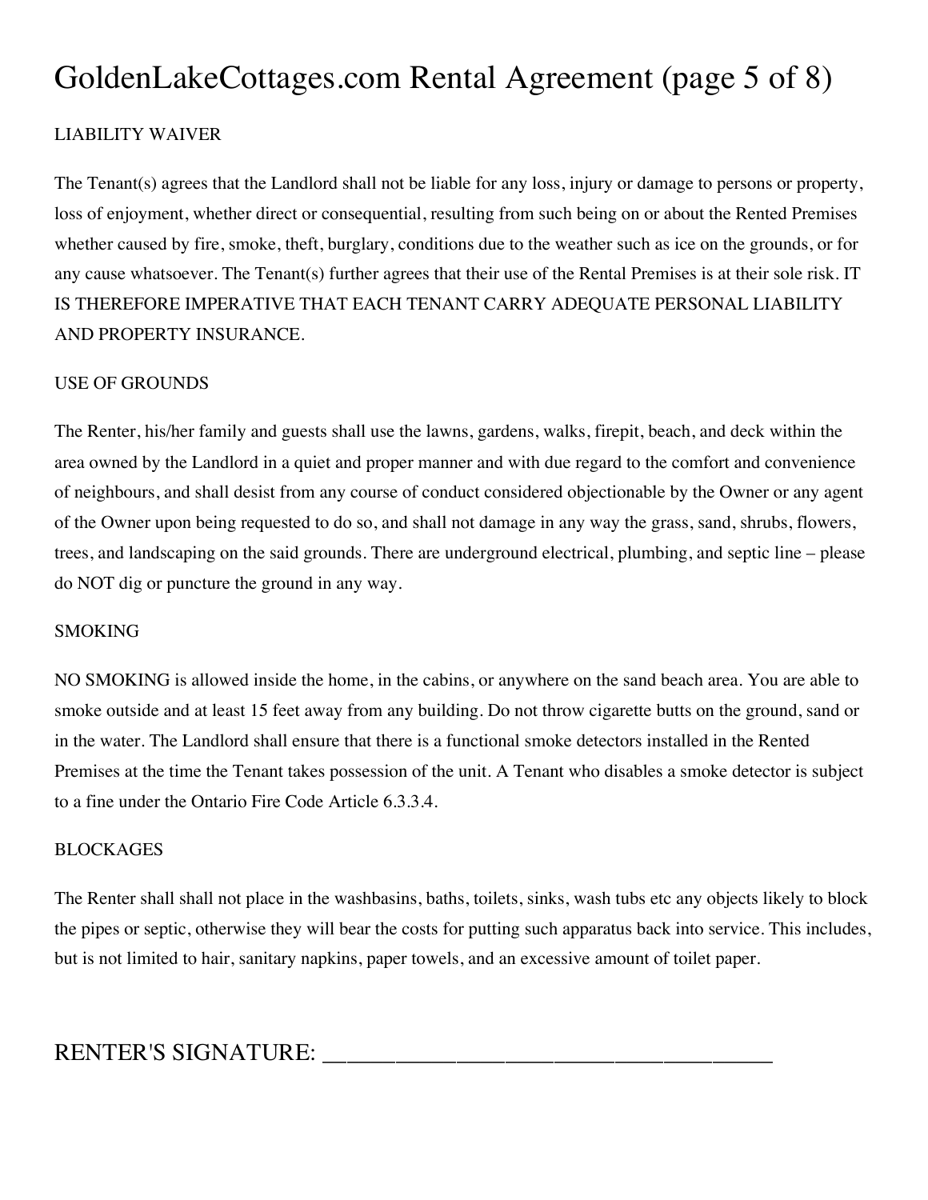# GoldenLakeCottages.com Rental Agreement (page 5 of 8)

## LIABILITY WAIVER

The Tenant(s) agrees that the Landlord shall not be liable for any loss, injury or damage to persons or property, loss of enjoyment, whether direct or consequential, resulting from such being on or about the Rented Premises whether caused by fire, smoke, theft, burglary, conditions due to the weather such as ice on the grounds, or for any cause whatsoever. The Tenant(s) further agrees that their use of the Rental Premises is at their sole risk. IT IS THEREFORE IMPERATIVE THAT EACH TENANT CARRY ADEQUATE PERSONAL LIABILITY AND PROPERTY INSURANCE.

## USE OF GROUNDS

The Renter, his/her family and guests shall use the lawns, gardens, walks, firepit, beach, and deck within the area owned by the Landlord in a quiet and proper manner and with due regard to the comfort and convenience of neighbours, and shall desist from any course of conduct considered objectionable by the Owner or any agent of the Owner upon being requested to do so, and shall not damage in any way the grass, sand, shrubs, flowers, trees, and landscaping on the said grounds. There are underground electrical, plumbing, and septic line – please do NOT dig or puncture the ground in any way.

## SMOKING

NO SMOKING is allowed inside the home, in the cabins, or anywhere on the sand beach area. You are able to smoke outside and at least 15 feet away from any building. Do not throw cigarette butts on the ground, sand or in the water. The Landlord shall ensure that there is a functional smoke detectors installed in the Rented Premises at the time the Tenant takes possession of the unit. A Tenant who disables a smoke detector is subject to a fine under the Ontario Fire Code Article 6.3.3.4.

## BLOCKAGES

The Renter shall shall not place in the washbasins, baths, toilets, sinks, wash tubs etc any objects likely to block the pipes or septic, otherwise they will bear the costs for putting such apparatus back into service. This includes, but is not limited to hair, sanitary napkins, paper towels, and an excessive amount of toilet paper.

RENTER'S SIGNATURE: ______________________________________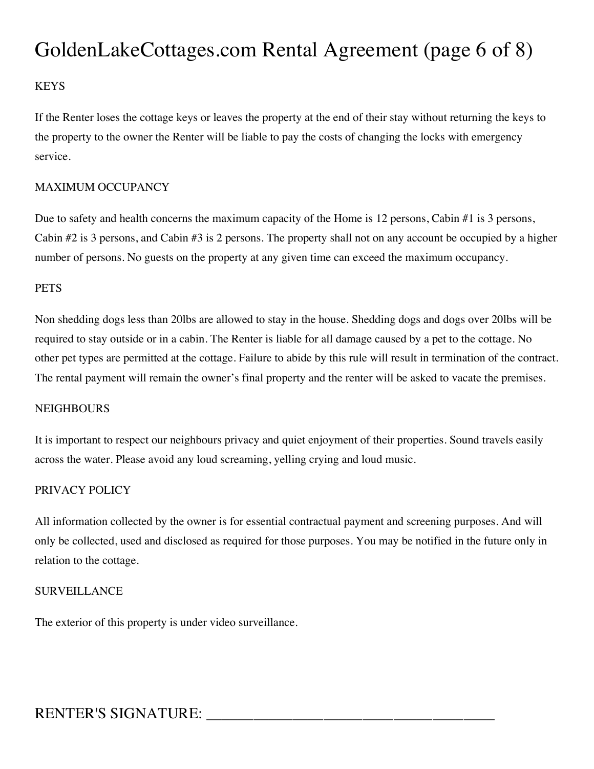# GoldenLakeCottages.com Rental Agreement (page 6 of 8)

## KEYS

If the Renter loses the cottage keys or leaves the property at the end of their stay without returning the keys to the property to the owner the Renter will be liable to pay the costs of changing the locks with emergency service.

## MAXIMUM OCCUPANCY

Due to safety and health concerns the maximum capacity of the Home is 12 persons, Cabin #1 is 3 persons, Cabin #2 is 3 persons, and Cabin #3 is 2 persons. The property shall not on any account be occupied by a higher number of persons. No guests on the property at any given time can exceed the maximum occupancy.

## PETS

Non shedding dogs less than 20lbs are allowed to stay in the house. Shedding dogs and dogs over 20lbs will be required to stay outside or in a cabin. The Renter is liable for all damage caused by a pet to the cottage. No other pet types are permitted at the cottage. Failure to abide by this rule will result in termination of the contract. The rental payment will remain the owner's final property and the renter will be asked to vacate the premises.

## NEIGHBOURS

It is important to respect our neighbours privacy and quiet enjoyment of their properties. Sound travels easily across the water. Please avoid any loud screaming, yelling crying and loud music.

## PRIVACY POLICY

All information collected by the owner is for essential contractual payment and screening purposes. And will only be collected, used and disclosed as required for those purposes. You may be notified in the future only in relation to the cottage.

## SURVEILLANCE

The exterior of this property is under video surveillance.

RENTER'S SIGNATURE: ______________________________________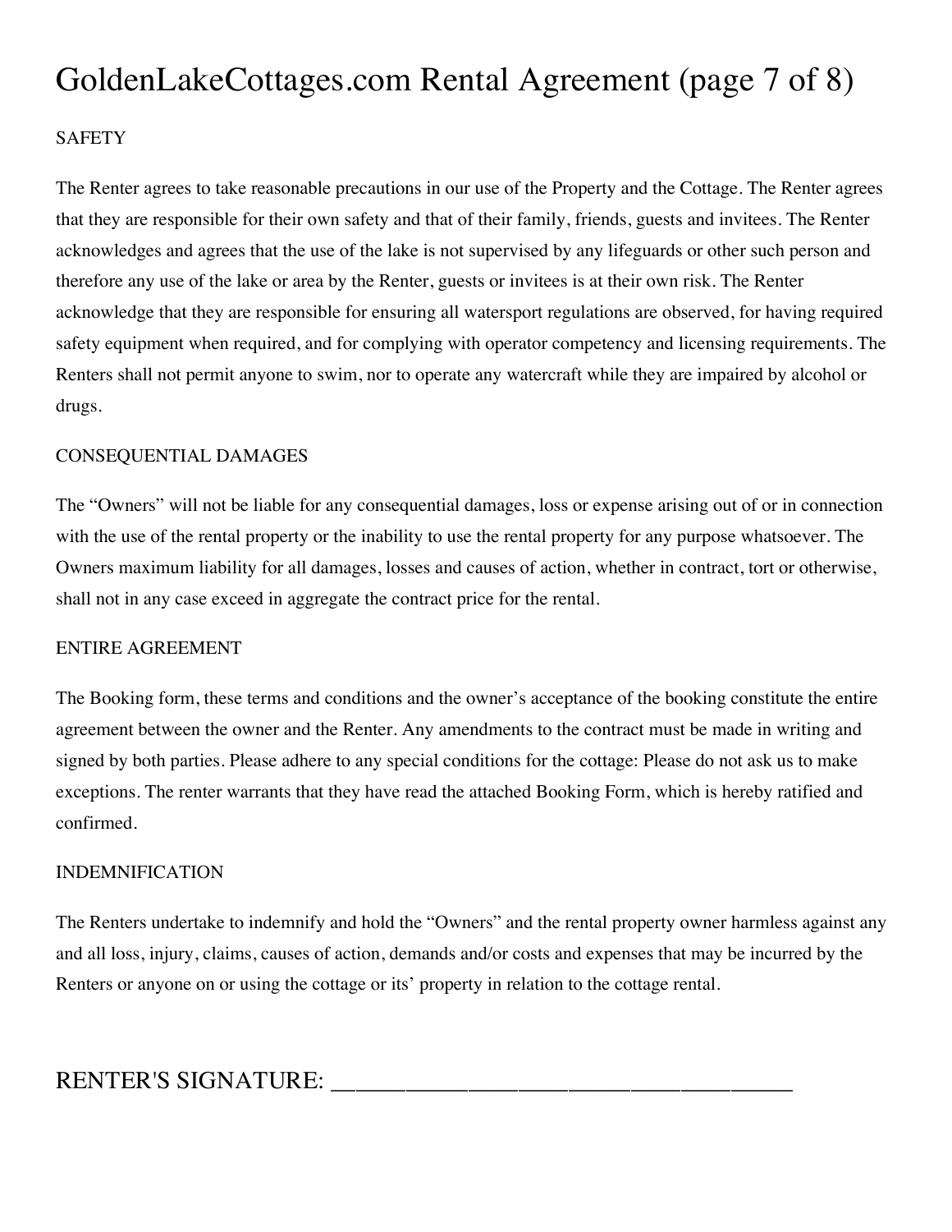# GoldenLakeCottages.com Rental Agreement (page 7 of 8)

## SAFETY

The Renter agrees to take reasonable precautions in our use of the Property and the Cottage. The Renter agrees that they are responsible for their own safety and that of their family, friends, guests and invitees. The Renter acknowledges and agrees that the use of the lake is not supervised by any lifeguards or other such person and therefore any use of the lake or area by the Renter, guests or invitees is at their own risk. The Renter acknowledge that they are responsible for ensuring all watersport regulations are observed, for having required safety equipment when required, and for complying with operator competency and licensing requirements. The Renters shall not permit anyone to swim, nor to operate any watercraft while they are impaired by alcohol or drugs.

## CONSEQUENTIAL DAMAGES

The "Owners" will not be liable for any consequential damages, loss or expense arising out of or in connection with the use of the rental property or the inability to use the rental property for any purpose whatsoever. The Owners maximum liability for all damages, losses and causes of action, whether in contract, tort or otherwise, shall not in any case exceed in aggregate the contract price for the rental.

## ENTIRE AGREEMENT

The Booking form, these terms and conditions and the owner's acceptance of the booking constitute the entire agreement between the owner and the Renter. Any amendments to the contract must be made in writing and signed by both parties. Please adhere to any special conditions for the cottage: Please do not ask us to make exceptions. The renter warrants that they have read the attached Booking Form, which is hereby ratified and confirmed.

## INDEMNIFICATION

The Renters undertake to indemnify and hold the "Owners" and the rental property owner harmless against any and all loss, injury, claims, causes of action, demands and/or costs and expenses that may be incurred by the Renters or anyone on or using the cottage or its' property in relation to the cottage rental.

## RENTER'S SIGNATURE: ______________________________________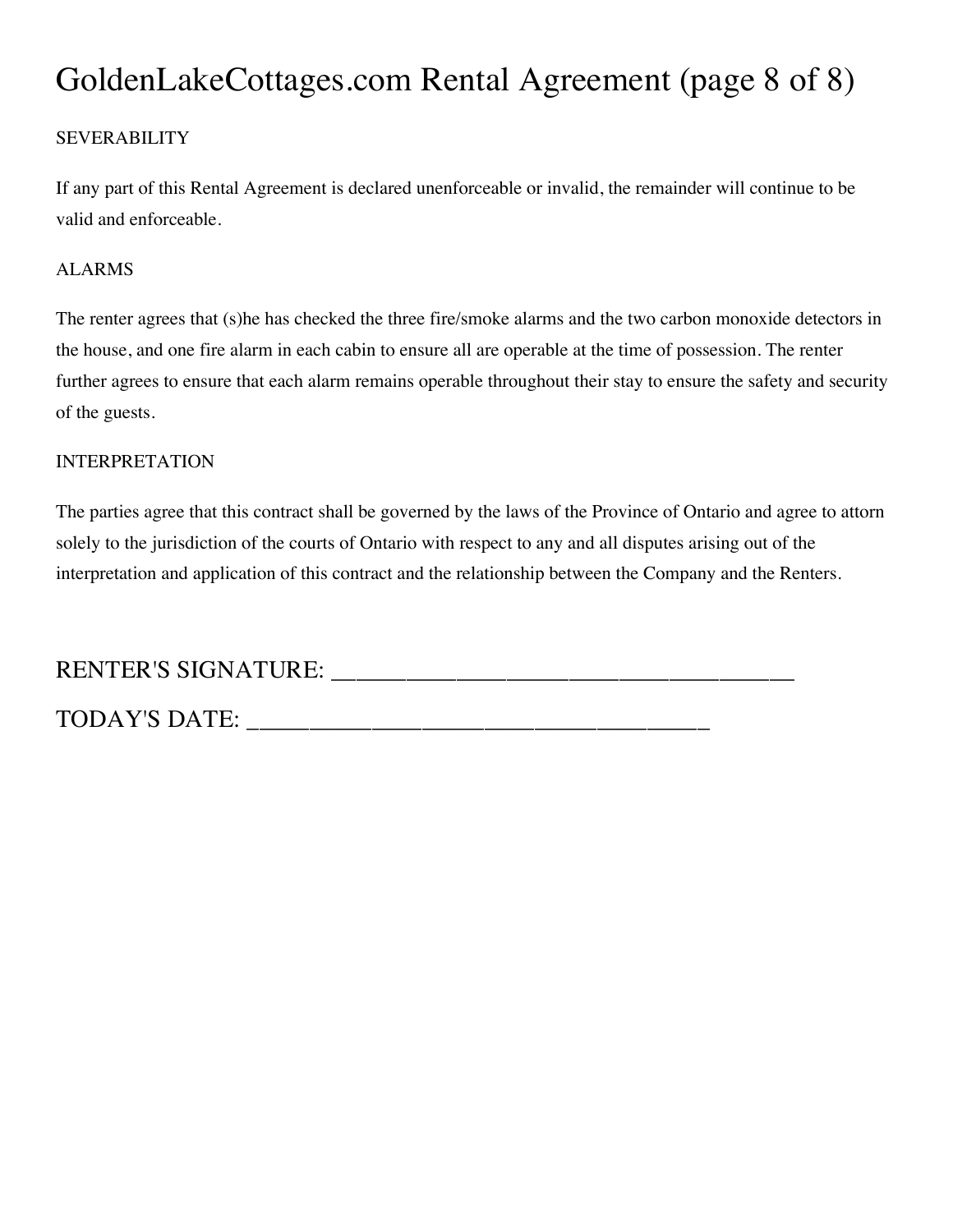# GoldenLakeCottages.com Rental Agreement (page 8 of 8)

SEVERABILITY

If any part of this Rental Agreement is declared unenforceable or invalid, the remainder will continue to be valid and enforceable.

ALARMS

The renter agrees that (s)he has checked the three fire/smoke alarms and the two carbon monoxide detectors in the house, and one fire alarm in each cabin to ensure all are operable at the time of possession. The renter further agrees to ensure that each alarm remains operable throughout their stay to ensure the safety and security of the guests.

INTERPRETATION

The parties agree that this contract shall be governed by the laws of the Province of Ontario and agree to attorn solely to the jurisdiction of the courts of Ontario with respect to any and all disputes arising out of the interpretation and application of this contract and the relationship between the Company and the Renters.

RENTER'S SIGNATURE: ______________________________________

TODAY'S DATE: ______________________________________